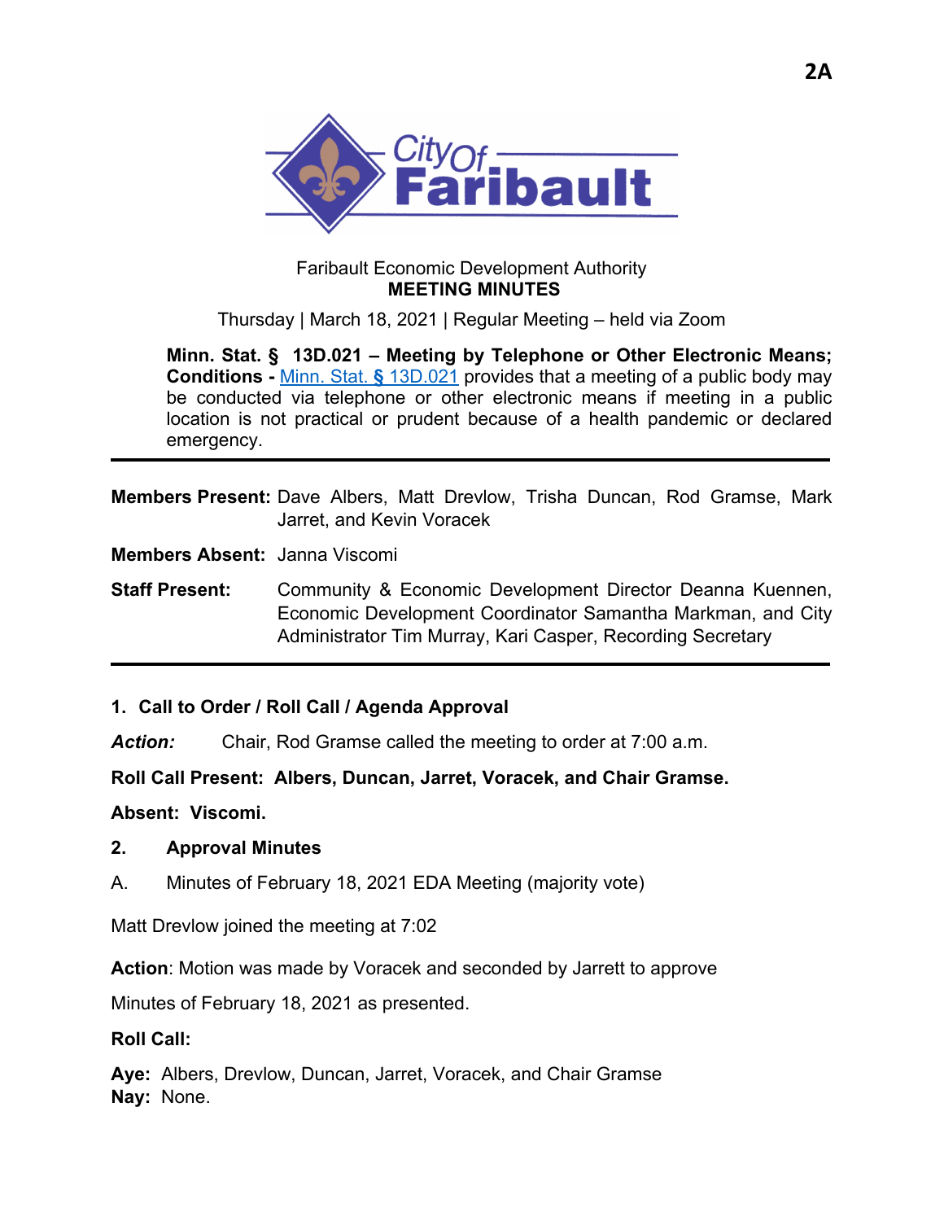2A

City Of Faribault

Faribault Economic Development Authority
**MEETING MINUTES**

Thursday | March 18, 2021 | Regular Meeting – held via Zoom

**Minn. Stat. § 13D.021 – Meeting by Telephone or Other Electronic Means; Conditions -** [Minn. Stat. § 13D.021] provides that a meeting of a public body may be conducted via telephone or other electronic means if meeting in a public location is not practical or prudent because of a health pandemic or declared emergency.

---

**Members Present:** Dave Albers, Matt Drevlow, Trisha Duncan, Rod Gramse, Mark Jarret, and Kevin Voracek

**Members Absent:** Janna Viscomi

**Staff Present:** Community & Economic Development Director Deanna Kuennen, Economic Development Coordinator Samantha Markman, and City Administrator Tim Murray, Kari Casper, Recording Secretary

---

**1. Call to Order / Roll Call / Agenda Approval**

***Action:*** Chair, Rod Gramse called the meeting to order at 7:00 a.m.

**Roll Call Present: Albers, Duncan, Jarret, Voracek, and Chair Gramse.**

**Absent: Viscomi.**

**2. Approval Minutes**

A. Minutes of February 18, 2021 EDA Meeting (majority vote)

Matt Drevlow joined the meeting at 7:02

**Action**: Motion was made by Voracek and seconded by Jarrett to approve

Minutes of February 18, 2021 as presented.

**Roll Call:**

**Aye:** Albers, Drevlow, Duncan, Jarret, Voracek, and Chair Gramse
**Nay:** None.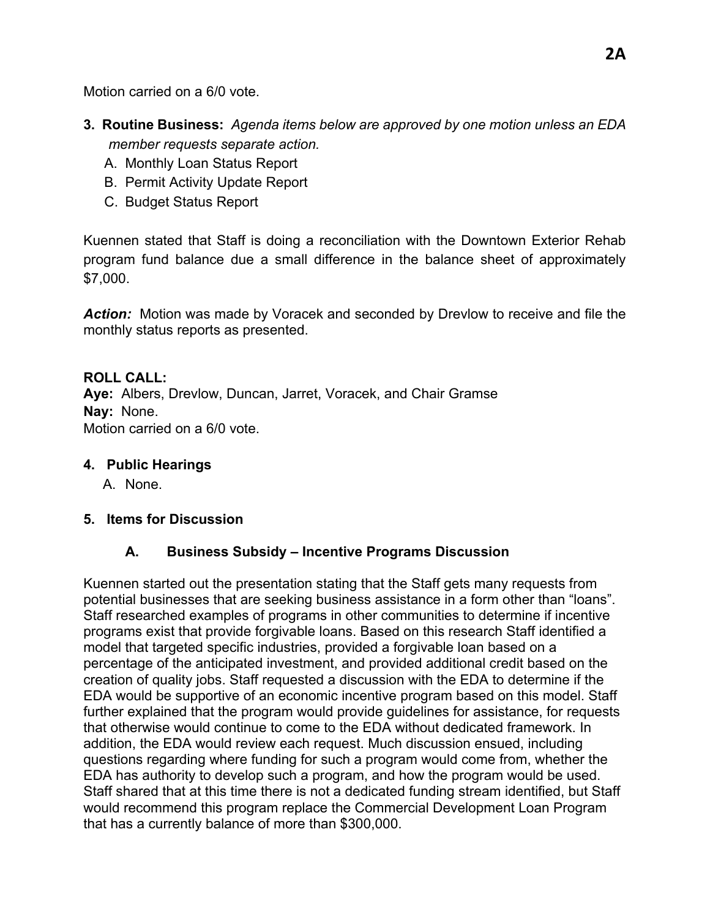Motion carried on a 6/0 vote.

**3. Routine Business:** *Agenda items below are approved by one motion unless an EDA member requests separate action.*

A. Monthly Loan Status Report
B. Permit Activity Update Report
C. Budget Status Report

Kuennen stated that Staff is doing a reconciliation with the Downtown Exterior Rehab program fund balance due a small difference in the balance sheet of approximately $7,000.

***Action:*** Motion was made by Voracek and seconded by Drevlow to receive and file the monthly status reports as presented.

**ROLL CALL:**
**Aye:** Albers, Drevlow, Duncan, Jarret, Voracek, and Chair Gramse
**Nay:** None.
Motion carried on a 6/0 vote.

**4. Public Hearings**

A. None.

**5. Items for Discussion**

**A. Business Subsidy – Incentive Programs Discussion**

Kuennen started out the presentation stating that the Staff gets many requests from potential businesses that are seeking business assistance in a form other than "loans". Staff researched examples of programs in other communities to determine if incentive programs exist that provide forgivable loans. Based on this research Staff identified a model that targeted specific industries, provided a forgivable loan based on a percentage of the anticipated investment, and provided additional credit based on the creation of quality jobs. Staff requested a discussion with the EDA to determine if the EDA would be supportive of an economic incentive program based on this model. Staff further explained that the program would provide guidelines for assistance, for requests that otherwise would continue to come to the EDA without dedicated framework. In addition, the EDA would review each request. Much discussion ensued, including questions regarding where funding for such a program would come from, whether the EDA has authority to develop such a program, and how the program would be used. Staff shared that at this time there is not a dedicated funding stream identified, but Staff would recommend this program replace the Commercial Development Loan Program that has a currently balance of more than $300,000.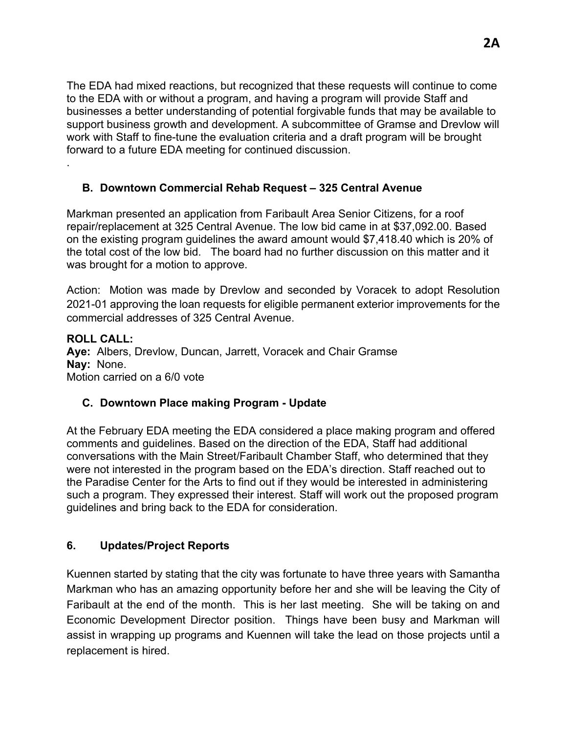The EDA had mixed reactions, but recognized that these requests will continue to come to the EDA with or without a program, and having a program will provide Staff and businesses a better understanding of potential forgivable funds that may be available to support business growth and development. A subcommittee of Gramse and Drevlow will work with Staff to fine-tune the evaluation criteria and a draft program will be brought forward to a future EDA meeting for continued discussion.

.

### B. Downtown Commercial Rehab Request – 325 Central Avenue

Markman presented an application from Faribault Area Senior Citizens, for a roof repair/replacement at 325 Central Avenue. The low bid came in at $37,092.00. Based on the existing program guidelines the award amount would $7,418.40 which is 20% of the total cost of the low bid. The board had no further discussion on this matter and it was brought for a motion to approve.

Action: Motion was made by Drevlow and seconded by Voracek to adopt Resolution 2021-01 approving the loan requests for eligible permanent exterior improvements for the commercial addresses of 325 Central Avenue.

**ROLL CALL:**
**Aye:** Albers, Drevlow, Duncan, Jarrett, Voracek and Chair Gramse
**Nay:** None.
Motion carried on a 6/0 vote

### C. Downtown Place making Program - Update

At the February EDA meeting the EDA considered a place making program and offered comments and guidelines. Based on the direction of the EDA, Staff had additional conversations with the Main Street/Faribault Chamber Staff, who determined that they were not interested in the program based on the EDA's direction. Staff reached out to the Paradise Center for the Arts to find out if they would be interested in administering such a program. They expressed their interest. Staff will work out the proposed program guidelines and bring back to the EDA for consideration.

## 6. Updates/Project Reports

Kuennen started by stating that the city was fortunate to have three years with Samantha Markman who has an amazing opportunity before her and she will be leaving the City of Faribault at the end of the month. This is her last meeting. She will be taking on and Economic Development Director position. Things have been busy and Markman will assist in wrapping up programs and Kuennen will take the lead on those projects until a replacement is hired.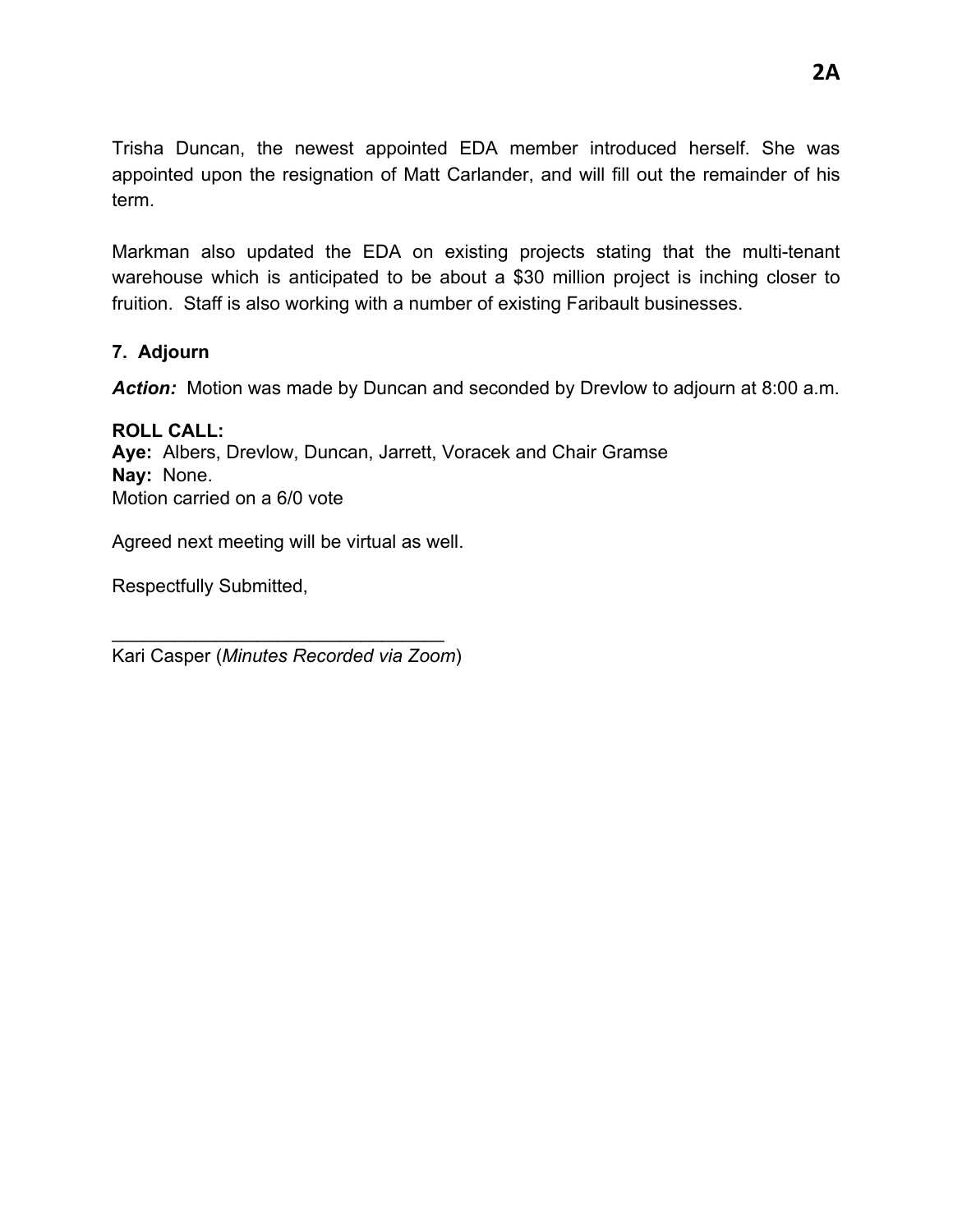Trisha Duncan, the newest appointed EDA member introduced herself. She was appointed upon the resignation of Matt Carlander, and will fill out the remainder of his term.

Markman also updated the EDA on existing projects stating that the multi-tenant warehouse which is anticipated to be about a $30 million project is inching closer to fruition. Staff is also working with a number of existing Faribault businesses.

**7. Adjourn**

***Action:*** Motion was made by Duncan and seconded by Drevlow to adjourn at 8:00 a.m.

**ROLL CALL:**
**Aye:** Albers, Drevlow, Duncan, Jarrett, Voracek and Chair Gramse
**Nay:** None.
Motion carried on a 6/0 vote

Agreed next meeting will be virtual as well.

Respectfully Submitted,

________________________________
Kari Casper (*Minutes Recorded via Zoom*)